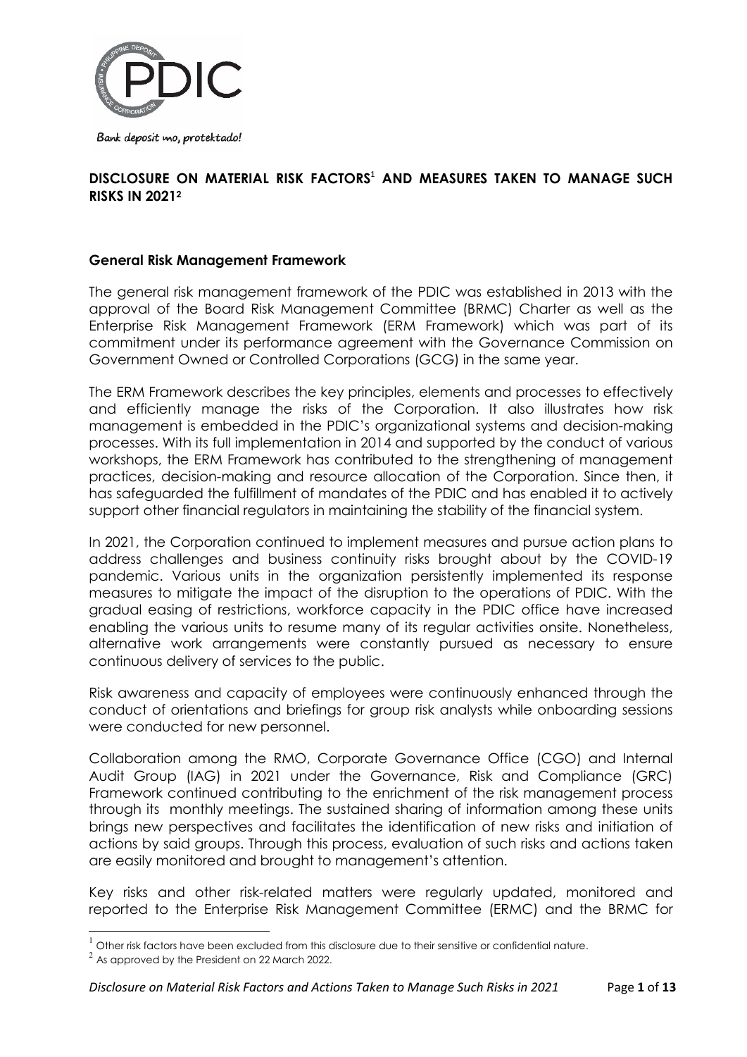Bank deposit mo, protektado!

## DISCLOSURE ON MATERIAL RISK FACTORS[1] AND MEASURES TAKEN TO MANAGE SUCH RISKS IN 2021[2]

### General Risk Management Framework

The general risk management framework of the PDIC was established in 2013 with the approval of the Board Risk Management Committee (BRMC) Charter as well as the Enterprise Risk Management Framework (ERM Framework) which was part of its commitment under its performance agreement with the Governance Commission on Government Owned or Controlled Corporations (GCG) in the same year.

The ERM Framework describes the key principles, elements and processes to effectively and efficiently manage the risks of the Corporation. It also illustrates how risk management is embedded in the PDIC's organizational systems and decision-making processes. With its full implementation in 2014 and supported by the conduct of various workshops, the ERM Framework has contributed to the strengthening of management practices, decision-making and resource allocation of the Corporation. Since then, it has safeguarded the fulfillment of mandates of the PDIC and has enabled it to actively support other financial regulators in maintaining the stability of the financial system.

In 2021, the Corporation continued to implement measures and pursue action plans to address challenges and business continuity risks brought about by the COVID-19 pandemic. Various units in the organization persistently implemented its response measures to mitigate the impact of the disruption to the operations of PDIC. With the gradual easing of restrictions, workforce capacity in the PDIC office have increased enabling the various units to resume many of its regular activities onsite. Nonetheless, alternative work arrangements were constantly pursued as necessary to ensure continuous delivery of services to the public.

Risk awareness and capacity of employees were continuously enhanced through the conduct of orientations and briefings for group risk analysts while onboarding sessions were conducted for new personnel.

Collaboration among the RMO, Corporate Governance Office (CGO) and Internal Audit Group (IAG) in 2021 under the Governance, Risk and Compliance (GRC) Framework continued contributing to the enrichment of the risk management process through its monthly meetings. The sustained sharing of information among these units brings new perspectives and facilitates the identification of new risks and initiation of actions by said groups. Through this process, evaluation of such risks and actions taken are easily monitored and brought to management's attention.

Key risks and other risk-related matters were regularly updated, monitored and reported to the Enterprise Risk Management Committee (ERMC) and the BRMC for

---

[1] Other risk factors have been excluded from this disclosure due to their sensitive or confidential nature.

[2] As approved by the President on 22 March 2022.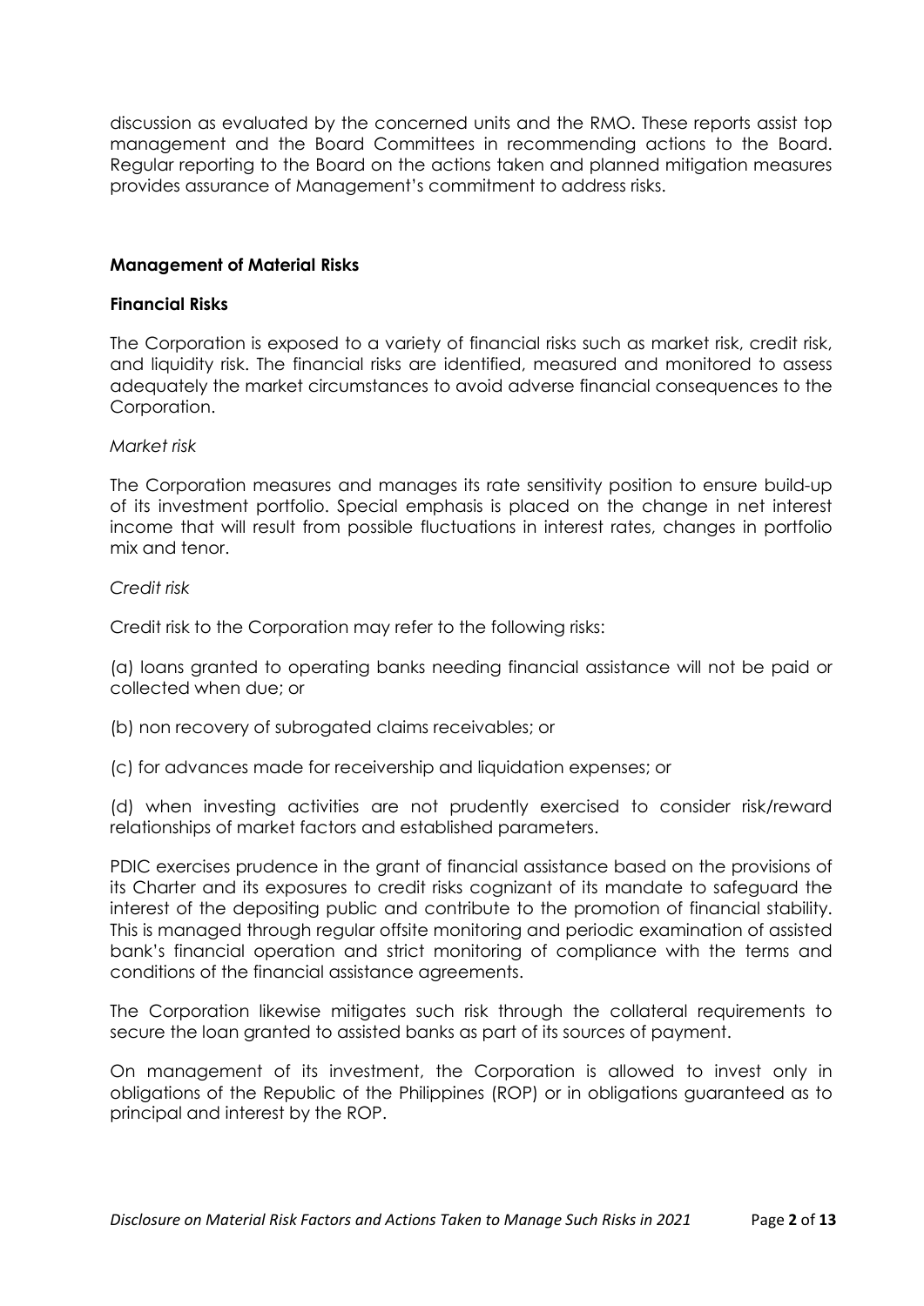discussion as evaluated by the concerned units and the RMO. These reports assist top management and the Board Committees in recommending actions to the Board. Regular reporting to the Board on the actions taken and planned mitigation measures provides assurance of Management's commitment to address risks.

## Management of Material Risks

### Financial Risks

The Corporation is exposed to a variety of financial risks such as market risk, credit risk, and liquidity risk. The financial risks are identified, measured and monitored to assess adequately the market circumstances to avoid adverse financial consequences to the Corporation.

*Market risk*

The Corporation measures and manages its rate sensitivity position to ensure build-up of its investment portfolio. Special emphasis is placed on the change in net interest income that will result from possible fluctuations in interest rates, changes in portfolio mix and tenor.

*Credit risk*

Credit risk to the Corporation may refer to the following risks:

(a) loans granted to operating banks needing financial assistance will not be paid or collected when due; or

(b) non recovery of subrogated claims receivables; or

(c) for advances made for receivership and liquidation expenses; or

(d) when investing activities are not prudently exercised to consider risk/reward relationships of market factors and established parameters.

PDIC exercises prudence in the grant of financial assistance based on the provisions of its Charter and its exposures to credit risks cognizant of its mandate to safeguard the interest of the depositing public and contribute to the promotion of financial stability. This is managed through regular offsite monitoring and periodic examination of assisted bank's financial operation and strict monitoring of compliance with the terms and conditions of the financial assistance agreements.

The Corporation likewise mitigates such risk through the collateral requirements to secure the loan granted to assisted banks as part of its sources of payment.

On management of its investment, the Corporation is allowed to invest only in obligations of the Republic of the Philippines (ROP) or in obligations guaranteed as to principal and interest by the ROP.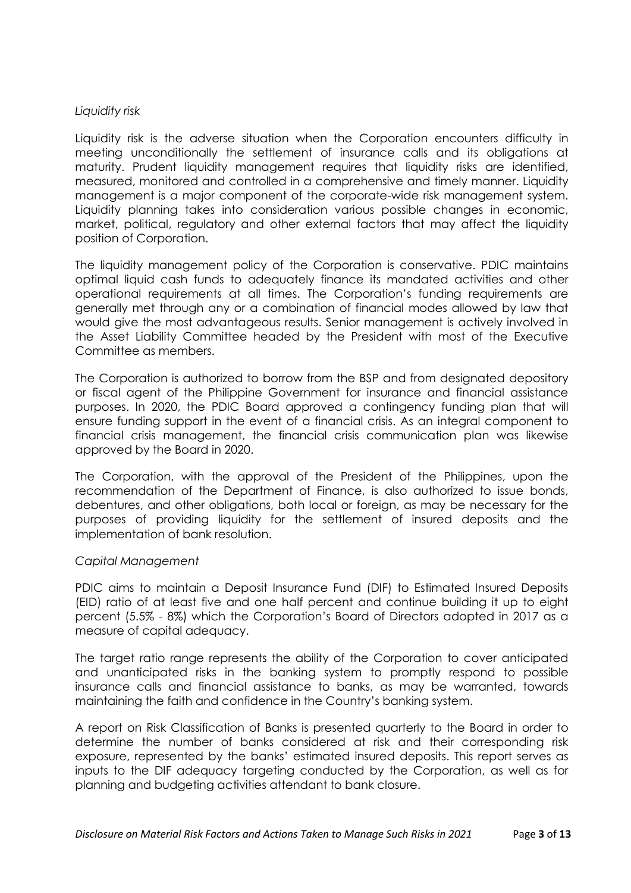*Liquidity risk*

Liquidity risk is the adverse situation when the Corporation encounters difficulty in meeting unconditionally the settlement of insurance calls and its obligations at maturity. Prudent liquidity management requires that liquidity risks are identified, measured, monitored and controlled in a comprehensive and timely manner. Liquidity management is a major component of the corporate-wide risk management system. Liquidity planning takes into consideration various possible changes in economic, market, political, regulatory and other external factors that may affect the liquidity position of Corporation.

The liquidity management policy of the Corporation is conservative. PDIC maintains optimal liquid cash funds to adequately finance its mandated activities and other operational requirements at all times. The Corporation's funding requirements are generally met through any or a combination of financial modes allowed by law that would give the most advantageous results. Senior management is actively involved in the Asset Liability Committee headed by the President with most of the Executive Committee as members.

The Corporation is authorized to borrow from the BSP and from designated depository or fiscal agent of the Philippine Government for insurance and financial assistance purposes. In 2020, the PDIC Board approved a contingency funding plan that will ensure funding support in the event of a financial crisis. As an integral component to financial crisis management, the financial crisis communication plan was likewise approved by the Board in 2020.

The Corporation, with the approval of the President of the Philippines, upon the recommendation of the Department of Finance, is also authorized to issue bonds, debentures, and other obligations, both local or foreign, as may be necessary for the purposes of providing liquidity for the settlement of insured deposits and the implementation of bank resolution.

*Capital Management*

PDIC aims to maintain a Deposit Insurance Fund (DIF) to Estimated Insured Deposits (EID) ratio of at least five and one half percent and continue building it up to eight percent (5.5% - 8%) which the Corporation's Board of Directors adopted in 2017 as a measure of capital adequacy.

The target ratio range represents the ability of the Corporation to cover anticipated and unanticipated risks in the banking system to promptly respond to possible insurance calls and financial assistance to banks, as may be warranted, towards maintaining the faith and confidence in the Country's banking system.

A report on Risk Classification of Banks is presented quarterly to the Board in order to determine the number of banks considered at risk and their corresponding risk exposure, represented by the banks' estimated insured deposits. This report serves as inputs to the DIF adequacy targeting conducted by the Corporation, as well as for planning and budgeting activities attendant to bank closure.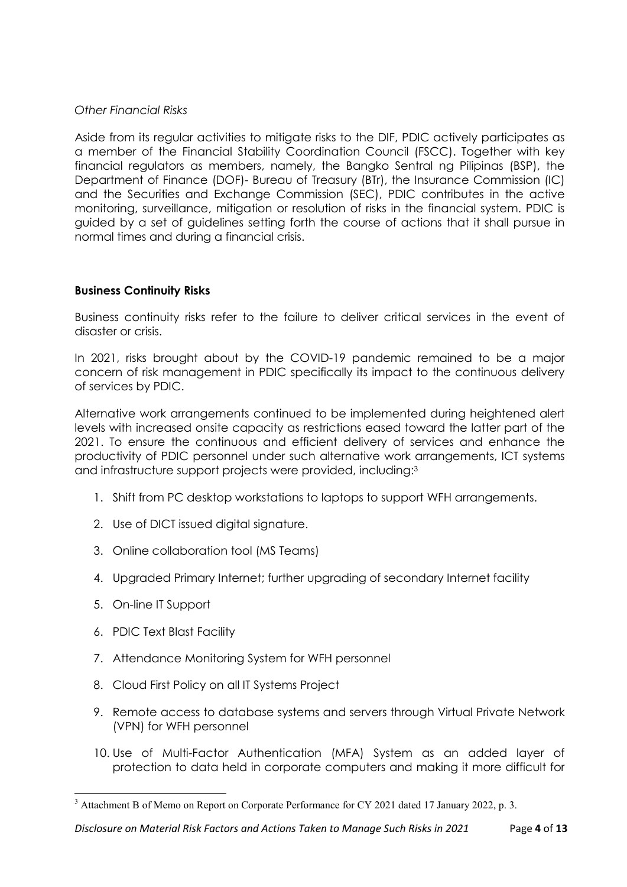*Other Financial Risks*

Aside from its regular activities to mitigate risks to the DIF, PDIC actively participates as a member of the Financial Stability Coordination Council (FSCC). Together with key financial regulators as members, namely, the Bangko Sentral ng Pilipinas (BSP), the Department of Finance (DOF)- Bureau of Treasury (BTr), the Insurance Commission (IC) and the Securities and Exchange Commission (SEC), PDIC contributes in the active monitoring, surveillance, mitigation or resolution of risks in the financial system. PDIC is guided by a set of guidelines setting forth the course of actions that it shall pursue in normal times and during a financial crisis.

**Business Continuity Risks**

Business continuity risks refer to the failure to deliver critical services in the event of disaster or crisis.

In 2021, risks brought about by the COVID-19 pandemic remained to be a major concern of risk management in PDIC specifically its impact to the continuous delivery of services by PDIC.

Alternative work arrangements continued to be implemented during heightened alert levels with increased onsite capacity as restrictions eased toward the latter part of the 2021. To ensure the continuous and efficient delivery of services and enhance the productivity of PDIC personnel under such alternative work arrangements, ICT systems and infrastructure support projects were provided, including:[3]

1. Shift from PC desktop workstations to laptops to support WFH arrangements.
2. Use of DICT issued digital signature.
3. Online collaboration tool (MS Teams)
4. Upgraded Primary Internet; further upgrading of secondary Internet facility
5. On-line IT Support
6. PDIC Text Blast Facility
7. Attendance Monitoring System for WFH personnel
8. Cloud First Policy on all IT Systems Project
9. Remote access to database systems and servers through Virtual Private Network (VPN) for WFH personnel
10. Use of Multi-Factor Authentication (MFA) System as an added layer of protection to data held in corporate computers and making it more difficult for

[3] Attachment B of Memo on Report on Corporate Performance for CY 2021 dated 17 January 2022, p. 3.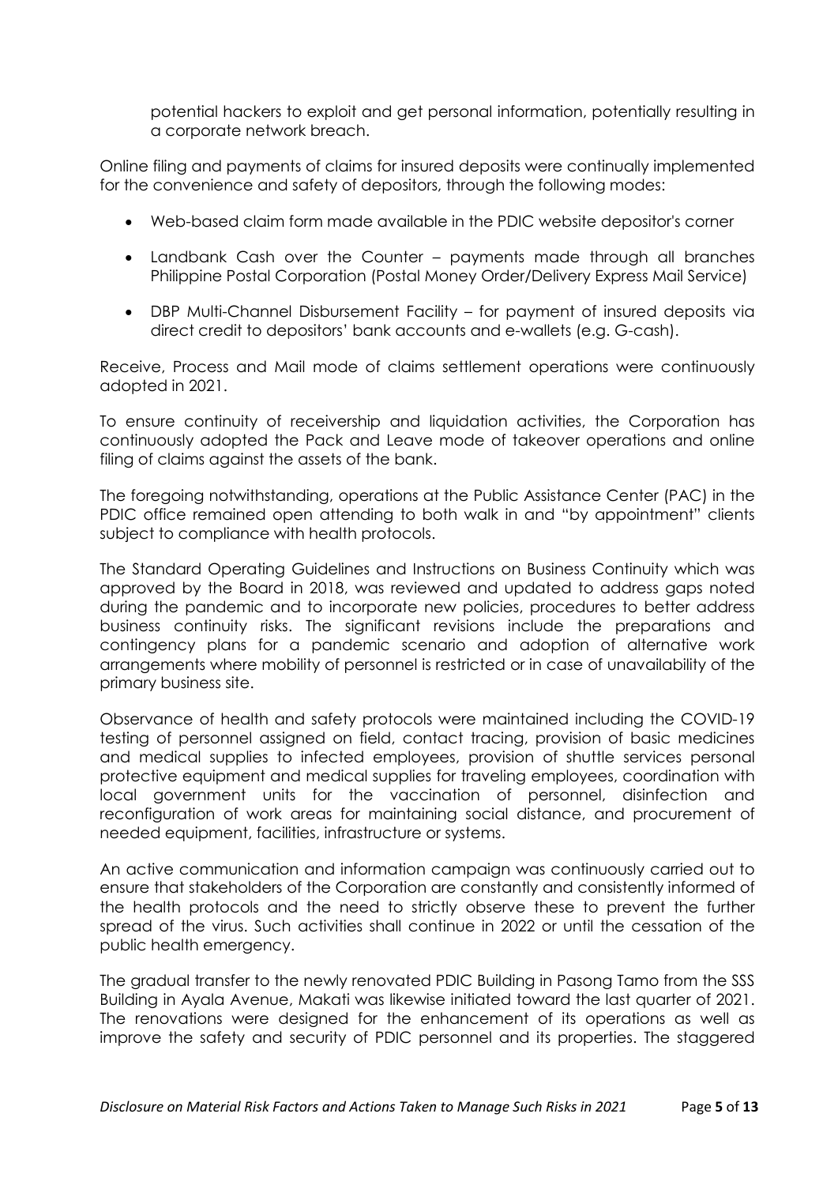potential hackers to exploit and get personal information, potentially resulting in a corporate network breach.

Online filing and payments of claims for insured deposits were continually implemented for the convenience and safety of depositors, through the following modes:

- Web-based claim form made available in the PDIC website depositor's corner
- Landbank Cash over the Counter – payments made through all branches Philippine Postal Corporation (Postal Money Order/Delivery Express Mail Service)
- DBP Multi-Channel Disbursement Facility – for payment of insured deposits via direct credit to depositors' bank accounts and e-wallets (e.g. G-cash).

Receive, Process and Mail mode of claims settlement operations were continuously adopted in 2021.

To ensure continuity of receivership and liquidation activities, the Corporation has continuously adopted the Pack and Leave mode of takeover operations and online filing of claims against the assets of the bank.

The foregoing notwithstanding, operations at the Public Assistance Center (PAC) in the PDIC office remained open attending to both walk in and "by appointment" clients subject to compliance with health protocols.

The Standard Operating Guidelines and Instructions on Business Continuity which was approved by the Board in 2018, was reviewed and updated to address gaps noted during the pandemic and to incorporate new policies, procedures to better address business continuity risks. The significant revisions include the preparations and contingency plans for a pandemic scenario and adoption of alternative work arrangements where mobility of personnel is restricted or in case of unavailability of the primary business site.

Observance of health and safety protocols were maintained including the COVID-19 testing of personnel assigned on field, contact tracing, provision of basic medicines and medical supplies to infected employees, provision of shuttle services personal protective equipment and medical supplies for traveling employees, coordination with local government units for the vaccination of personnel, disinfection and reconfiguration of work areas for maintaining social distance, and procurement of needed equipment, facilities, infrastructure or systems.

An active communication and information campaign was continuously carried out to ensure that stakeholders of the Corporation are constantly and consistently informed of the health protocols and the need to strictly observe these to prevent the further spread of the virus. Such activities shall continue in 2022 or until the cessation of the public health emergency.

The gradual transfer to the newly renovated PDIC Building in Pasong Tamo from the SSS Building in Ayala Avenue, Makati was likewise initiated toward the last quarter of 2021. The renovations were designed for the enhancement of its operations as well as improve the safety and security of PDIC personnel and its properties. The staggered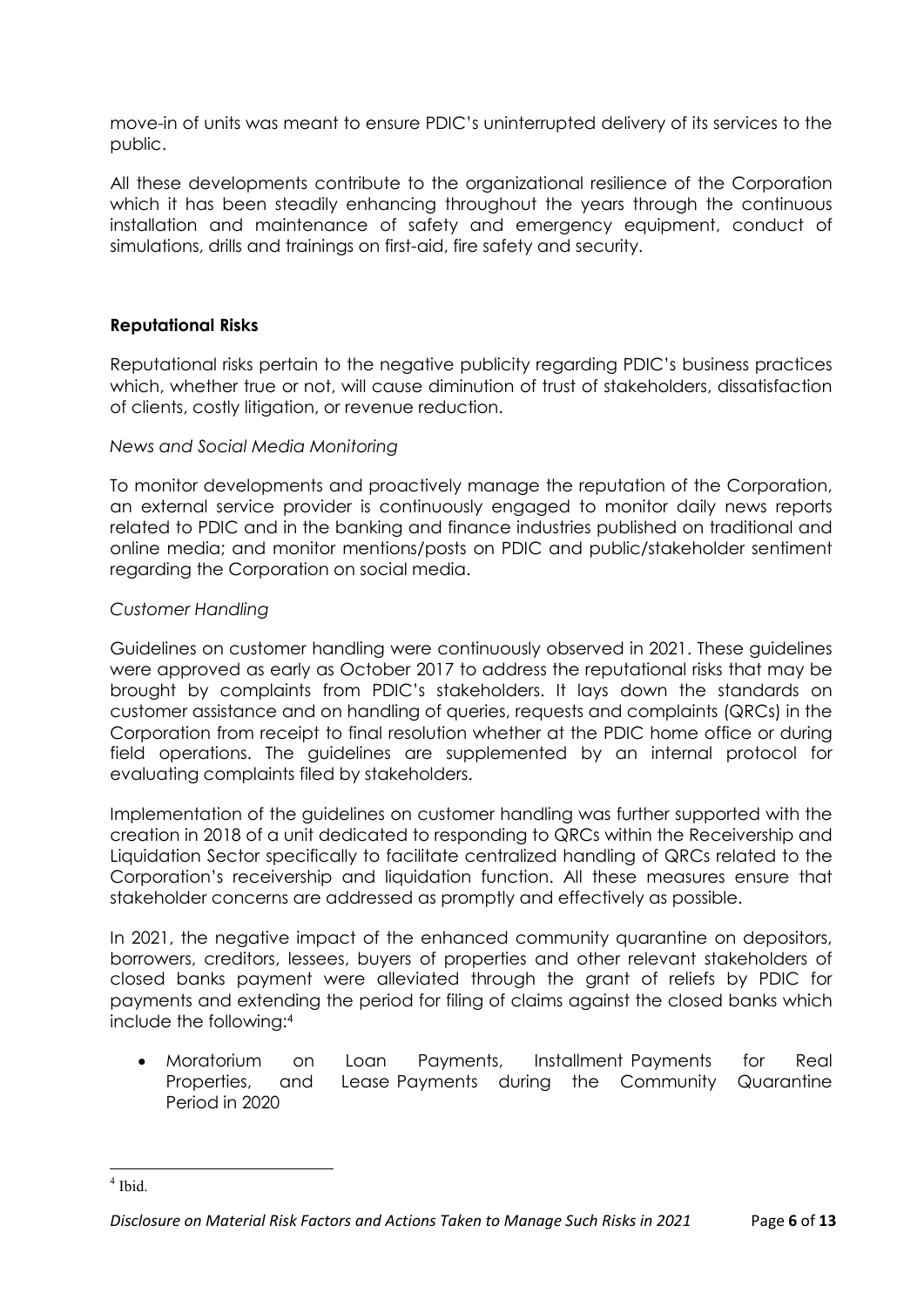move-in of units was meant to ensure PDIC's uninterrupted delivery of its services to the public.

All these developments contribute to the organizational resilience of the Corporation which it has been steadily enhancing throughout the years through the continuous installation and maintenance of safety and emergency equipment, conduct of simulations, drills and trainings on first-aid, fire safety and security.

**Reputational Risks**

Reputational risks pertain to the negative publicity regarding PDIC's business practices which, whether true or not, will cause diminution of trust of stakeholders, dissatisfaction of clients, costly litigation, or revenue reduction.

*News and Social Media Monitoring*

To monitor developments and proactively manage the reputation of the Corporation, an external service provider is continuously engaged to monitor daily news reports related to PDIC and in the banking and finance industries published on traditional and online media; and monitor mentions/posts on PDIC and public/stakeholder sentiment regarding the Corporation on social media.

*Customer Handling*

Guidelines on customer handling were continuously observed in 2021. These guidelines were approved as early as October 2017 to address the reputational risks that may be brought by complaints from PDIC's stakeholders. It lays down the standards on customer assistance and on handling of queries, requests and complaints (QRCs) in the Corporation from receipt to final resolution whether at the PDIC home office or during field operations. The guidelines are supplemented by an internal protocol for evaluating complaints filed by stakeholders.

Implementation of the guidelines on customer handling was further supported with the creation in 2018 of a unit dedicated to responding to QRCs within the Receivership and Liquidation Sector specifically to facilitate centralized handling of QRCs related to the Corporation's receivership and liquidation function. All these measures ensure that stakeholder concerns are addressed as promptly and effectively as possible.

In 2021, the negative impact of the enhanced community quarantine on depositors, borrowers, creditors, lessees, buyers of properties and other relevant stakeholders of closed banks payment were alleviated through the grant of reliefs by PDIC for payments and extending the period for filing of claims against the closed banks which include the following:[4]

- Moratorium on Loan Payments, Installment Payments for Real Properties, and Lease Payments during the Community Quarantine Period in 2020

[4] Ibid.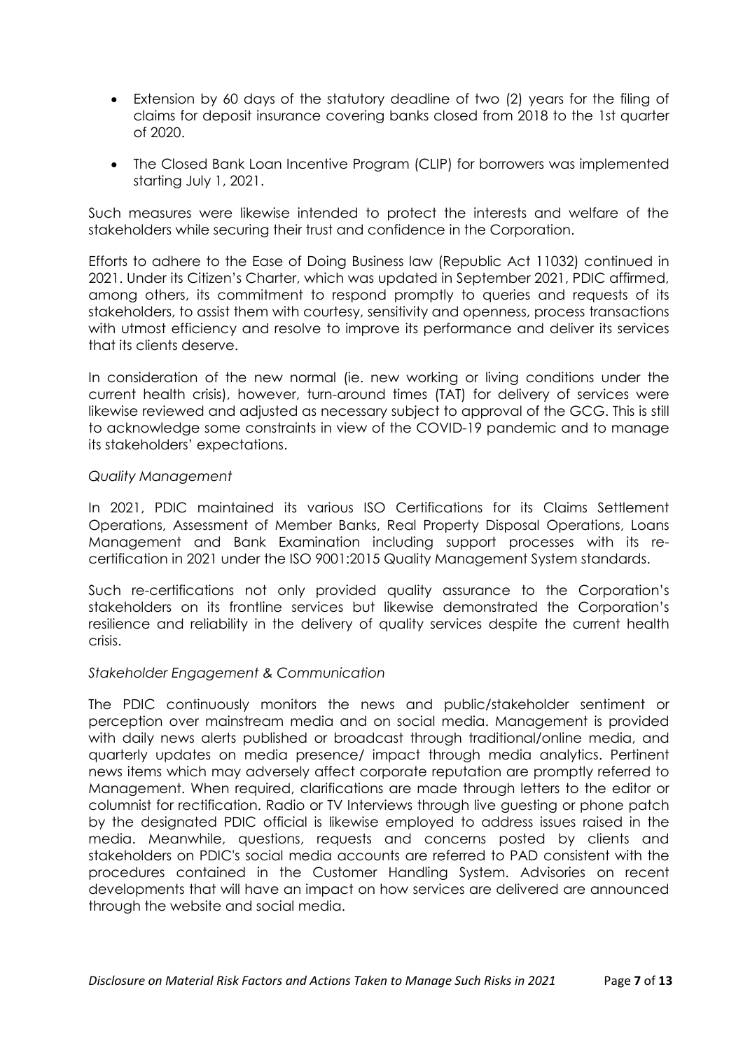- Extension by 60 days of the statutory deadline of two (2) years for the filing of claims for deposit insurance covering banks closed from 2018 to the 1st quarter of 2020.
- The Closed Bank Loan Incentive Program (CLIP) for borrowers was implemented starting July 1, 2021.

Such measures were likewise intended to protect the interests and welfare of the stakeholders while securing their trust and confidence in the Corporation.

Efforts to adhere to the Ease of Doing Business law (Republic Act 11032) continued in 2021. Under its Citizen's Charter, which was updated in September 2021, PDIC affirmed, among others, its commitment to respond promptly to queries and requests of its stakeholders, to assist them with courtesy, sensitivity and openness, process transactions with utmost efficiency and resolve to improve its performance and deliver its services that its clients deserve.

In consideration of the new normal (ie. new working or living conditions under the current health crisis), however, turn-around times (TAT) for delivery of services were likewise reviewed and adjusted as necessary subject to approval of the GCG. This is still to acknowledge some constraints in view of the COVID-19 pandemic and to manage its stakeholders' expectations.

*Quality Management*

In 2021, PDIC maintained its various ISO Certifications for its Claims Settlement Operations, Assessment of Member Banks, Real Property Disposal Operations, Loans Management and Bank Examination including support processes with its re-certification in 2021 under the ISO 9001:2015 Quality Management System standards.

Such re-certifications not only provided quality assurance to the Corporation's stakeholders on its frontline services but likewise demonstrated the Corporation's resilience and reliability in the delivery of quality services despite the current health crisis.

*Stakeholder Engagement & Communication*

The PDIC continuously monitors the news and public/stakeholder sentiment or perception over mainstream media and on social media. Management is provided with daily news alerts published or broadcast through traditional/online media, and quarterly updates on media presence/ impact through media analytics. Pertinent news items which may adversely affect corporate reputation are promptly referred to Management. When required, clarifications are made through letters to the editor or columnist for rectification. Radio or TV Interviews through live guesting or phone patch by the designated PDIC official is likewise employed to address issues raised in the media. Meanwhile, questions, requests and concerns posted by clients and stakeholders on PDIC's social media accounts are referred to PAD consistent with the procedures contained in the Customer Handling System. Advisories on recent developments that will have an impact on how services are delivered are announced through the website and social media.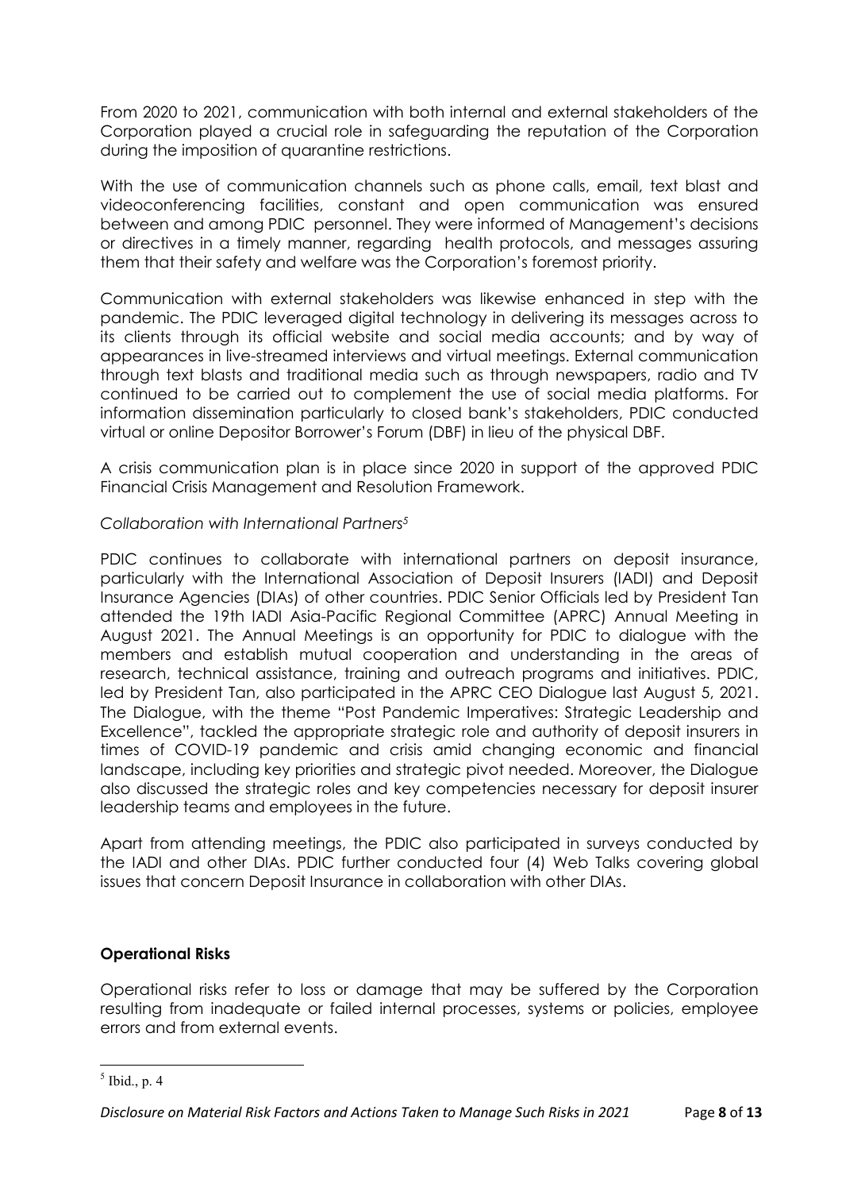From 2020 to 2021, communication with both internal and external stakeholders of the Corporation played a crucial role in safeguarding the reputation of the Corporation during the imposition of quarantine restrictions.

With the use of communication channels such as phone calls, email, text blast and videoconferencing facilities, constant and open communication was ensured between and among PDIC personnel. They were informed of Management's decisions or directives in a timely manner, regarding health protocols, and messages assuring them that their safety and welfare was the Corporation's foremost priority.

Communication with external stakeholders was likewise enhanced in step with the pandemic. The PDIC leveraged digital technology in delivering its messages across to its clients through its official website and social media accounts; and by way of appearances in live-streamed interviews and virtual meetings. External communication through text blasts and traditional media such as through newspapers, radio and TV continued to be carried out to complement the use of social media platforms. For information dissemination particularly to closed bank's stakeholders, PDIC conducted virtual or online Depositor Borrower's Forum (DBF) in lieu of the physical DBF.

A crisis communication plan is in place since 2020 in support of the approved PDIC Financial Crisis Management and Resolution Framework.

*Collaboration with International Partners*[5]

PDIC continues to collaborate with international partners on deposit insurance, particularly with the International Association of Deposit Insurers (IADI) and Deposit Insurance Agencies (DIAs) of other countries. PDIC Senior Officials led by President Tan attended the 19th IADI Asia-Pacific Regional Committee (APRC) Annual Meeting in August 2021. The Annual Meetings is an opportunity for PDIC to dialogue with the members and establish mutual cooperation and understanding in the areas of research, technical assistance, training and outreach programs and initiatives. PDIC, led by President Tan, also participated in the APRC CEO Dialogue last August 5, 2021. The Dialogue, with the theme "Post Pandemic Imperatives: Strategic Leadership and Excellence", tackled the appropriate strategic role and authority of deposit insurers in times of COVID-19 pandemic and crisis amid changing economic and financial landscape, including key priorities and strategic pivot needed. Moreover, the Dialogue also discussed the strategic roles and key competencies necessary for deposit insurer leadership teams and employees in the future.

Apart from attending meetings, the PDIC also participated in surveys conducted by the IADI and other DIAs. PDIC further conducted four (4) Web Talks covering global issues that concern Deposit Insurance in collaboration with other DIAs.

**Operational Risks**

Operational risks refer to loss or damage that may be suffered by the Corporation resulting from inadequate or failed internal processes, systems or policies, employee errors and from external events.

[5] Ibid., p. 4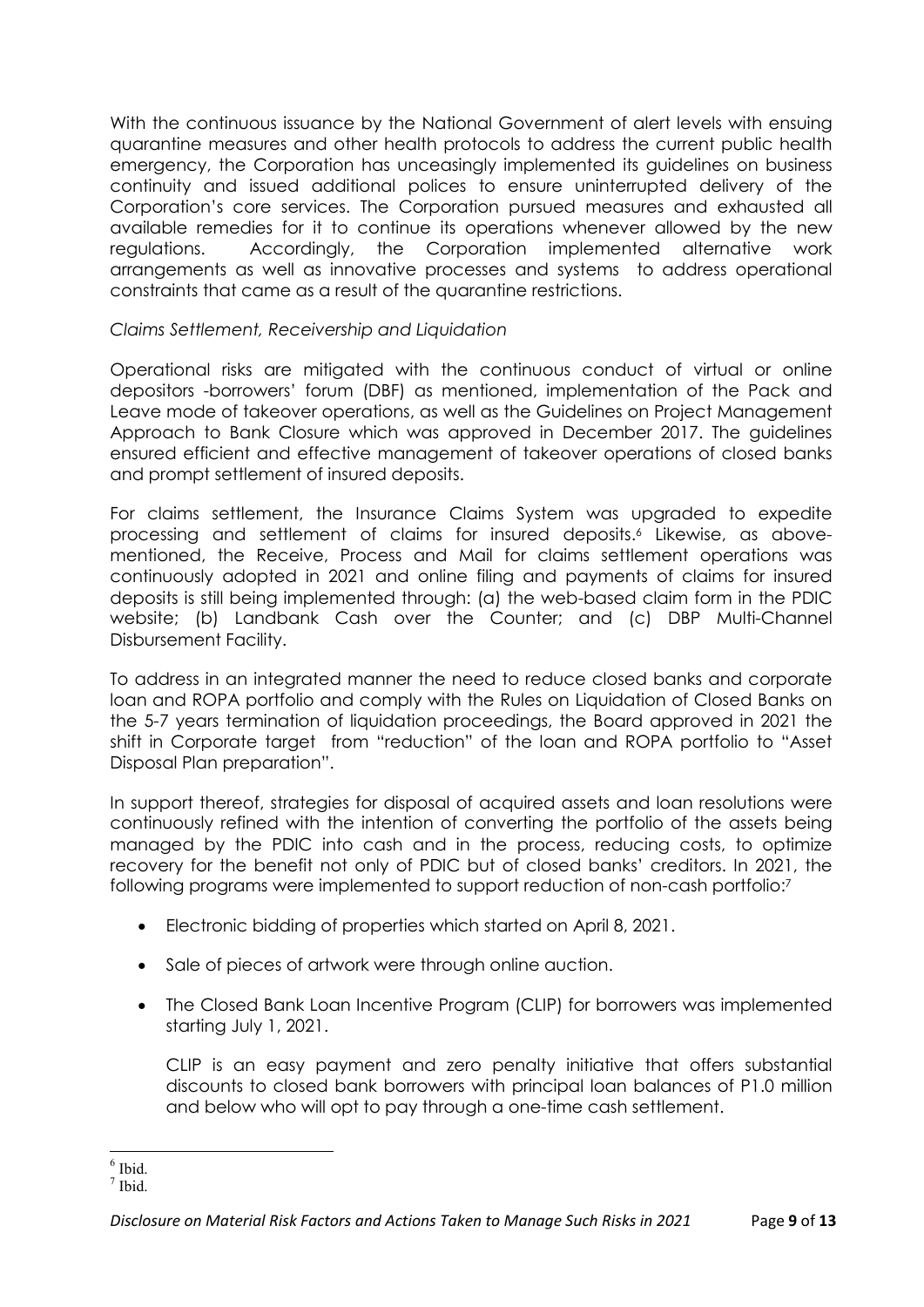With the continuous issuance by the National Government of alert levels with ensuing quarantine measures and other health protocols to address the current public health emergency, the Corporation has unceasingly implemented its guidelines on business continuity and issued additional polices to ensure uninterrupted delivery of the Corporation's core services. The Corporation pursued measures and exhausted all available remedies for it to continue its operations whenever allowed by the new regulations. Accordingly, the Corporation implemented alternative work arrangements as well as innovative processes and systems to address operational constraints that came as a result of the quarantine restrictions.

*Claims Settlement, Receivership and Liquidation*

Operational risks are mitigated with the continuous conduct of virtual or online depositors -borrowers' forum (DBF) as mentioned, implementation of the Pack and Leave mode of takeover operations, as well as the Guidelines on Project Management Approach to Bank Closure which was approved in December 2017. The guidelines ensured efficient and effective management of takeover operations of closed banks and prompt settlement of insured deposits.

For claims settlement, the Insurance Claims System was upgraded to expedite processing and settlement of claims for insured deposits.[6] Likewise, as above-mentioned, the Receive, Process and Mail for claims settlement operations was continuously adopted in 2021 and online filing and payments of claims for insured deposits is still being implemented through: (a) the web-based claim form in the PDIC website; (b) Landbank Cash over the Counter; and (c) DBP Multi-Channel Disbursement Facility.

To address in an integrated manner the need to reduce closed banks and corporate loan and ROPA portfolio and comply with the Rules on Liquidation of Closed Banks on the 5-7 years termination of liquidation proceedings, the Board approved in 2021 the shift in Corporate target from "reduction" of the loan and ROPA portfolio to "Asset Disposal Plan preparation".

In support thereof, strategies for disposal of acquired assets and loan resolutions were continuously refined with the intention of converting the portfolio of the assets being managed by the PDIC into cash and in the process, reducing costs, to optimize recovery for the benefit not only of PDIC but of closed banks' creditors. In 2021, the following programs were implemented to support reduction of non-cash portfolio:[7]

- Electronic bidding of properties which started on April 8, 2021.
- Sale of pieces of artwork were through online auction.
- The Closed Bank Loan Incentive Program (CLIP) for borrowers was implemented starting July 1, 2021.

  CLIP is an easy payment and zero penalty initiative that offers substantial discounts to closed bank borrowers with principal loan balances of P1.0 million and below who will opt to pay through a one-time cash settlement.

---

[6] Ibid.

[7] Ibid.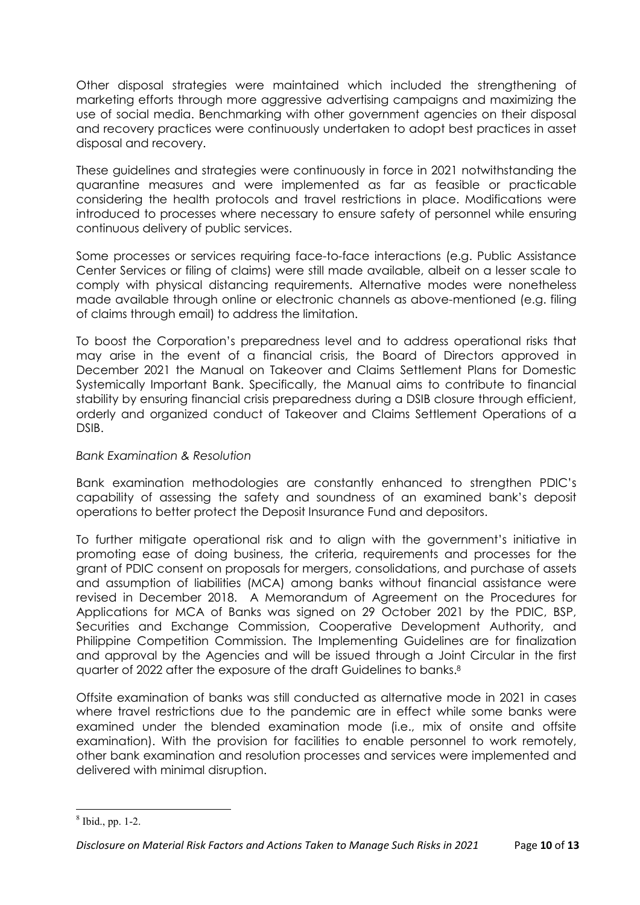Other disposal strategies were maintained which included the strengthening of marketing efforts through more aggressive advertising campaigns and maximizing the use of social media. Benchmarking with other government agencies on their disposal and recovery practices were continuously undertaken to adopt best practices in asset disposal and recovery.

These guidelines and strategies were continuously in force in 2021 notwithstanding the quarantine measures and were implemented as far as feasible or practicable considering the health protocols and travel restrictions in place. Modifications were introduced to processes where necessary to ensure safety of personnel while ensuring continuous delivery of public services.

Some processes or services requiring face-to-face interactions (e.g. Public Assistance Center Services or filing of claims) were still made available, albeit on a lesser scale to comply with physical distancing requirements. Alternative modes were nonetheless made available through online or electronic channels as above-mentioned (e.g. filing of claims through email) to address the limitation.

To boost the Corporation's preparedness level and to address operational risks that may arise in the event of a financial crisis, the Board of Directors approved in December 2021 the Manual on Takeover and Claims Settlement Plans for Domestic Systemically Important Bank. Specifically, the Manual aims to contribute to financial stability by ensuring financial crisis preparedness during a DSIB closure through efficient, orderly and organized conduct of Takeover and Claims Settlement Operations of a DSIB.

*Bank Examination & Resolution*

Bank examination methodologies are constantly enhanced to strengthen PDIC's capability of assessing the safety and soundness of an examined bank's deposit operations to better protect the Deposit Insurance Fund and depositors.

To further mitigate operational risk and to align with the government's initiative in promoting ease of doing business, the criteria, requirements and processes for the grant of PDIC consent on proposals for mergers, consolidations, and purchase of assets and assumption of liabilities (MCA) among banks without financial assistance were revised in December 2018. A Memorandum of Agreement on the Procedures for Applications for MCA of Banks was signed on 29 October 2021 by the PDIC, BSP, Securities and Exchange Commission, Cooperative Development Authority, and Philippine Competition Commission. The Implementing Guidelines are for finalization and approval by the Agencies and will be issued through a Joint Circular in the first quarter of 2022 after the exposure of the draft Guidelines to banks.[8]

Offsite examination of banks was still conducted as alternative mode in 2021 in cases where travel restrictions due to the pandemic are in effect while some banks were examined under the blended examination mode (i.e., mix of onsite and offsite examination). With the provision for facilities to enable personnel to work remotely, other bank examination and resolution processes and services were implemented and delivered with minimal disruption.

---

[8] Ibid., pp. 1-2.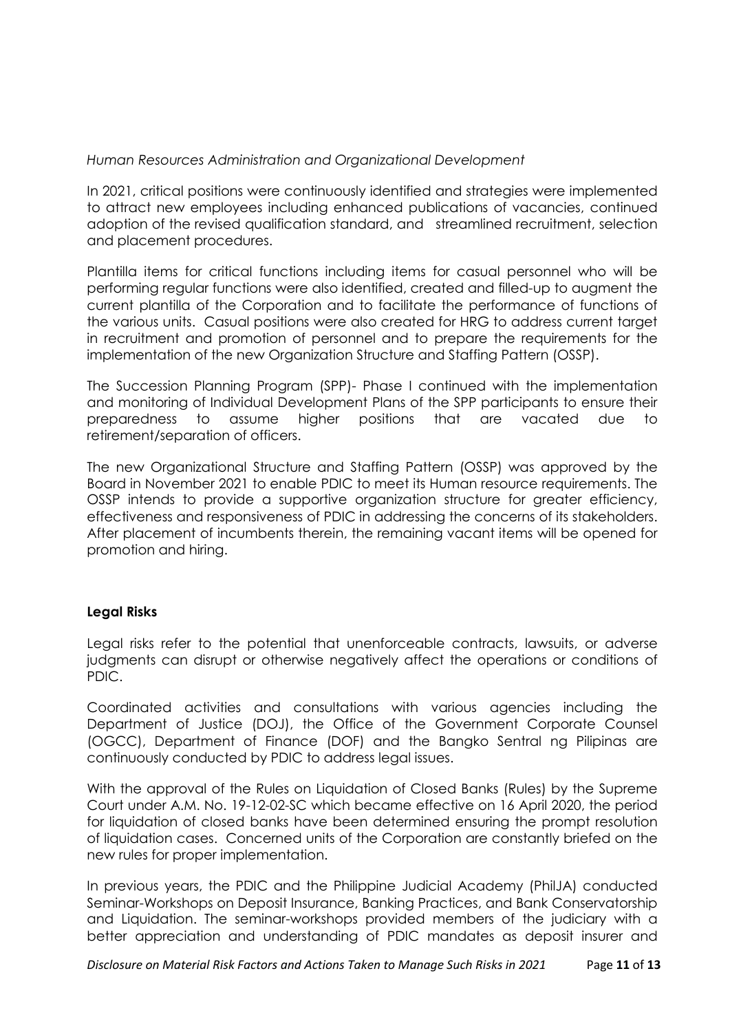*Human Resources Administration and Organizational Development*

In 2021, critical positions were continuously identified and strategies were implemented to attract new employees including enhanced publications of vacancies, continued adoption of the revised qualification standard, and streamlined recruitment, selection and placement procedures.

Plantilla items for critical functions including items for casual personnel who will be performing regular functions were also identified, created and filled-up to augment the current plantilla of the Corporation and to facilitate the performance of functions of the various units. Casual positions were also created for HRG to address current target in recruitment and promotion of personnel and to prepare the requirements for the implementation of the new Organization Structure and Staffing Pattern (OSSP).

The Succession Planning Program (SPP)- Phase I continued with the implementation and monitoring of Individual Development Plans of the SPP participants to ensure their preparedness to assume higher positions that are vacated due to retirement/separation of officers.

The new Organizational Structure and Staffing Pattern (OSSP) was approved by the Board in November 2021 to enable PDIC to meet its Human resource requirements. The OSSP intends to provide a supportive organization structure for greater efficiency, effectiveness and responsiveness of PDIC in addressing the concerns of its stakeholders. After placement of incumbents therein, the remaining vacant items will be opened for promotion and hiring.

**Legal Risks**

Legal risks refer to the potential that unenforceable contracts, lawsuits, or adverse judgments can disrupt or otherwise negatively affect the operations or conditions of PDIC.

Coordinated activities and consultations with various agencies including the Department of Justice (DOJ), the Office of the Government Corporate Counsel (OGCC), Department of Finance (DOF) and the Bangko Sentral ng Pilipinas are continuously conducted by PDIC to address legal issues.

With the approval of the Rules on Liquidation of Closed Banks (Rules) by the Supreme Court under A.M. No. 19-12-02-SC which became effective on 16 April 2020, the period for liquidation of closed banks have been determined ensuring the prompt resolution of liquidation cases. Concerned units of the Corporation are constantly briefed on the new rules for proper implementation.

In previous years, the PDIC and the Philippine Judicial Academy (PhilJA) conducted Seminar-Workshops on Deposit Insurance, Banking Practices, and Bank Conservatorship and Liquidation. The seminar-workshops provided members of the judiciary with a better appreciation and understanding of PDIC mandates as deposit insurer and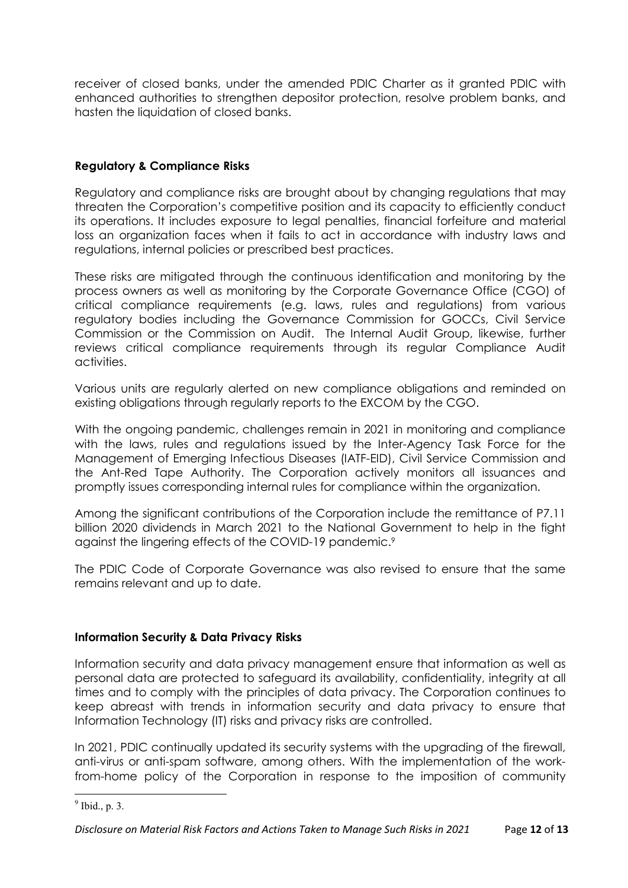receiver of closed banks, under the amended PDIC Charter as it granted PDIC with enhanced authorities to strengthen depositor protection, resolve problem banks, and hasten the liquidation of closed banks.

### Regulatory & Compliance Risks

Regulatory and compliance risks are brought about by changing regulations that may threaten the Corporation's competitive position and its capacity to efficiently conduct its operations. It includes exposure to legal penalties, financial forfeiture and material loss an organization faces when it fails to act in accordance with industry laws and regulations, internal policies or prescribed best practices.

These risks are mitigated through the continuous identification and monitoring by the process owners as well as monitoring by the Corporate Governance Office (CGO) of critical compliance requirements (e.g. laws, rules and regulations) from various regulatory bodies including the Governance Commission for GOCCs, Civil Service Commission or the Commission on Audit. The Internal Audit Group, likewise, further reviews critical compliance requirements through its regular Compliance Audit activities.

Various units are regularly alerted on new compliance obligations and reminded on existing obligations through regularly reports to the EXCOM by the CGO.

With the ongoing pandemic, challenges remain in 2021 in monitoring and compliance with the laws, rules and regulations issued by the Inter-Agency Task Force for the Management of Emerging Infectious Diseases (IATF-EID), Civil Service Commission and the Ant-Red Tape Authority. The Corporation actively monitors all issuances and promptly issues corresponding internal rules for compliance within the organization.

Among the significant contributions of the Corporation include the remittance of P7.11 billion 2020 dividends in March 2021 to the National Government to help in the fight against the lingering effects of the COVID-19 pandemic.[9]

The PDIC Code of Corporate Governance was also revised to ensure that the same remains relevant and up to date.

### Information Security & Data Privacy Risks

Information security and data privacy management ensure that information as well as personal data are protected to safeguard its availability, confidentiality, integrity at all times and to comply with the principles of data privacy. The Corporation continues to keep abreast with trends in information security and data privacy to ensure that Information Technology (IT) risks and privacy risks are controlled.

In 2021, PDIC continually updated its security systems with the upgrading of the firewall, anti-virus or anti-spam software, among others. With the implementation of the work-from-home policy of the Corporation in response to the imposition of community

---

[9] Ibid., p. 3.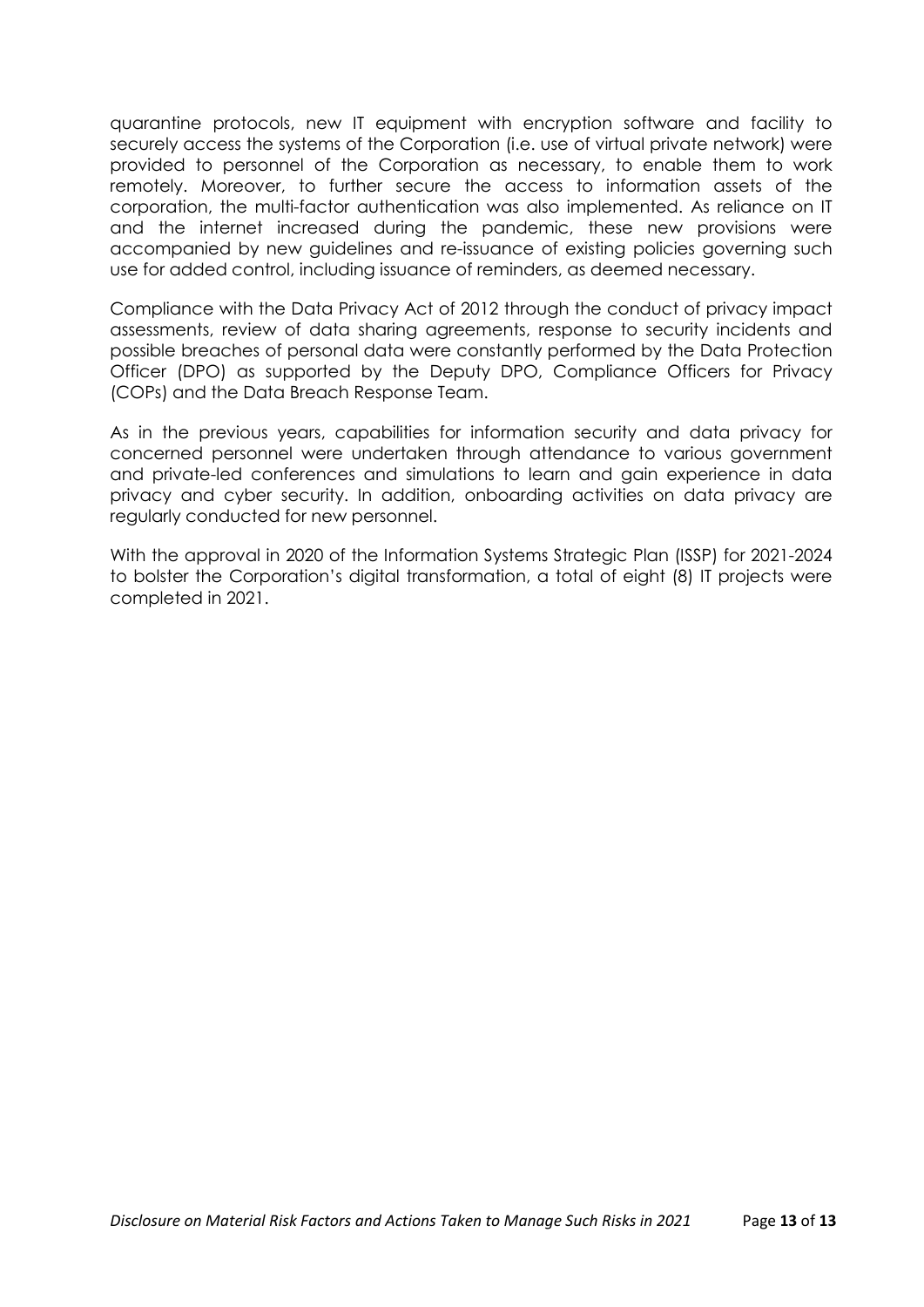quarantine protocols, new IT equipment with encryption software and facility to securely access the systems of the Corporation (i.e. use of virtual private network) were provided to personnel of the Corporation as necessary, to enable them to work remotely. Moreover, to further secure the access to information assets of the corporation, the multi-factor authentication was also implemented. As reliance on IT and the internet increased during the pandemic, these new provisions were accompanied by new guidelines and re-issuance of existing policies governing such use for added control, including issuance of reminders, as deemed necessary.

Compliance with the Data Privacy Act of 2012 through the conduct of privacy impact assessments, review of data sharing agreements, response to security incidents and possible breaches of personal data were constantly performed by the Data Protection Officer (DPO) as supported by the Deputy DPO, Compliance Officers for Privacy (COPs) and the Data Breach Response Team.

As in the previous years, capabilities for information security and data privacy for concerned personnel were undertaken through attendance to various government and private-led conferences and simulations to learn and gain experience in data privacy and cyber security. In addition, onboarding activities on data privacy are regularly conducted for new personnel.

With the approval in 2020 of the Information Systems Strategic Plan (ISSP) for 2021-2024 to bolster the Corporation's digital transformation, a total of eight (8) IT projects were completed in 2021.